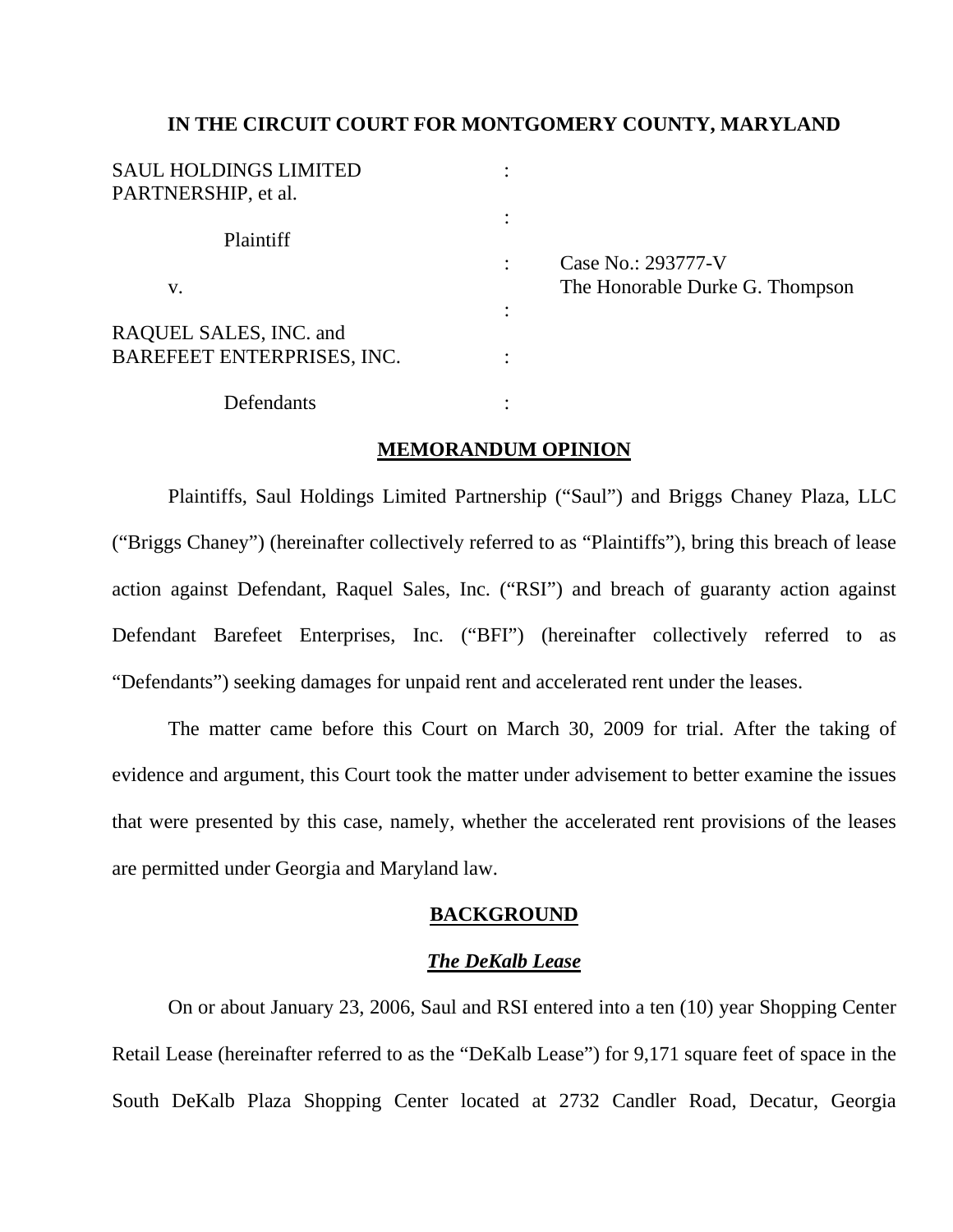**IN THE CIRCUIT COURT FOR MONTGOMERY COUNTY, MARYLAND**

SAUL HOLDINGS LIMITED PARTNERSHIP, et al.

Plaintiff

v.

RAQUEL SALES, INC. and BAREFEET ENTERPRISES, INC.

Defendants

Case No.: 293777-V
The Honorable Durke G. Thompson

## MEMORANDUM OPINION

Plaintiffs, Saul Holdings Limited Partnership ("Saul") and Briggs Chaney Plaza, LLC ("Briggs Chaney") (hereinafter collectively referred to as "Plaintiffs"), bring this breach of lease action against Defendant, Raquel Sales, Inc. ("RSI") and breach of guaranty action against Defendant Barefeet Enterprises, Inc. ("BFI") (hereinafter collectively referred to as "Defendants") seeking damages for unpaid rent and accelerated rent under the leases.

The matter came before this Court on March 30, 2009 for trial. After the taking of evidence and argument, this Court took the matter under advisement to better examine the issues that were presented by this case, namely, whether the accelerated rent provisions of the leases are permitted under Georgia and Maryland law.

## BACKGROUND

### *The DeKalb Lease*

On or about January 23, 2006, Saul and RSI entered into a ten (10) year Shopping Center Retail Lease (hereinafter referred to as the "DeKalb Lease") for 9,171 square feet of space in the South DeKalb Plaza Shopping Center located at 2732 Candler Road, Decatur, Georgia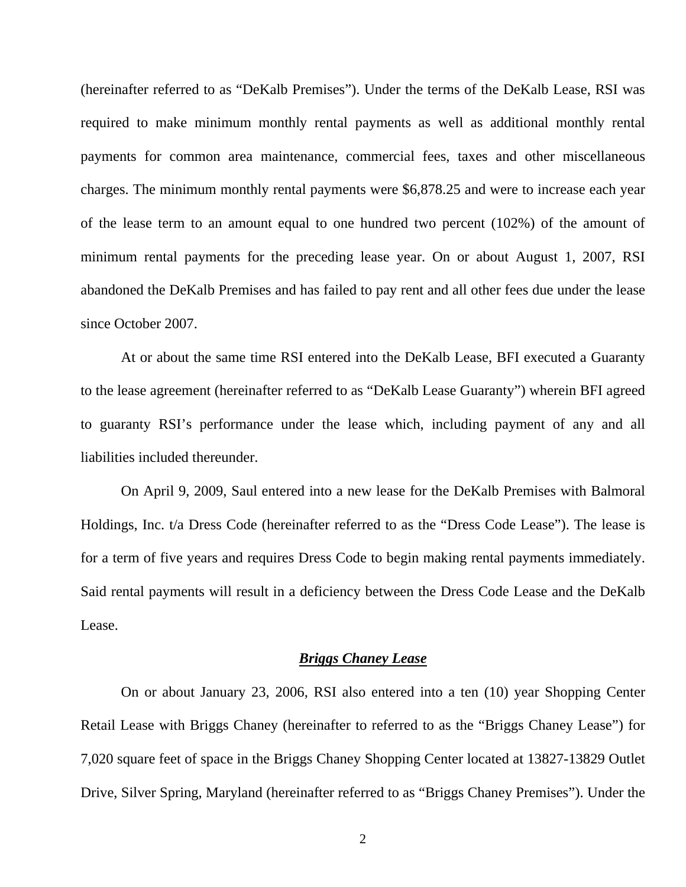(hereinafter referred to as "DeKalb Premises"). Under the terms of the DeKalb Lease, RSI was required to make minimum monthly rental payments as well as additional monthly rental payments for common area maintenance, commercial fees, taxes and other miscellaneous charges. The minimum monthly rental payments were $6,878.25 and were to increase each year of the lease term to an amount equal to one hundred two percent (102%) of the amount of minimum rental payments for the preceding lease year. On or about August 1, 2007, RSI abandoned the DeKalb Premises and has failed to pay rent and all other fees due under the lease since October 2007.

At or about the same time RSI entered into the DeKalb Lease, BFI executed a Guaranty to the lease agreement (hereinafter referred to as "DeKalb Lease Guaranty") wherein BFI agreed to guaranty RSI's performance under the lease which, including payment of any and all liabilities included thereunder.

On April 9, 2009, Saul entered into a new lease for the DeKalb Premises with Balmoral Holdings, Inc. t/a Dress Code (hereinafter referred to as the "Dress Code Lease"). The lease is for a term of five years and requires Dress Code to begin making rental payments immediately. Said rental payments will result in a deficiency between the Dress Code Lease and the DeKalb Lease.

***Briggs Chaney Lease***

On or about January 23, 2006, RSI also entered into a ten (10) year Shopping Center Retail Lease with Briggs Chaney (hereinafter to referred to as the "Briggs Chaney Lease") for 7,020 square feet of space in the Briggs Chaney Shopping Center located at 13827-13829 Outlet Drive, Silver Spring, Maryland (hereinafter referred to as "Briggs Chaney Premises"). Under the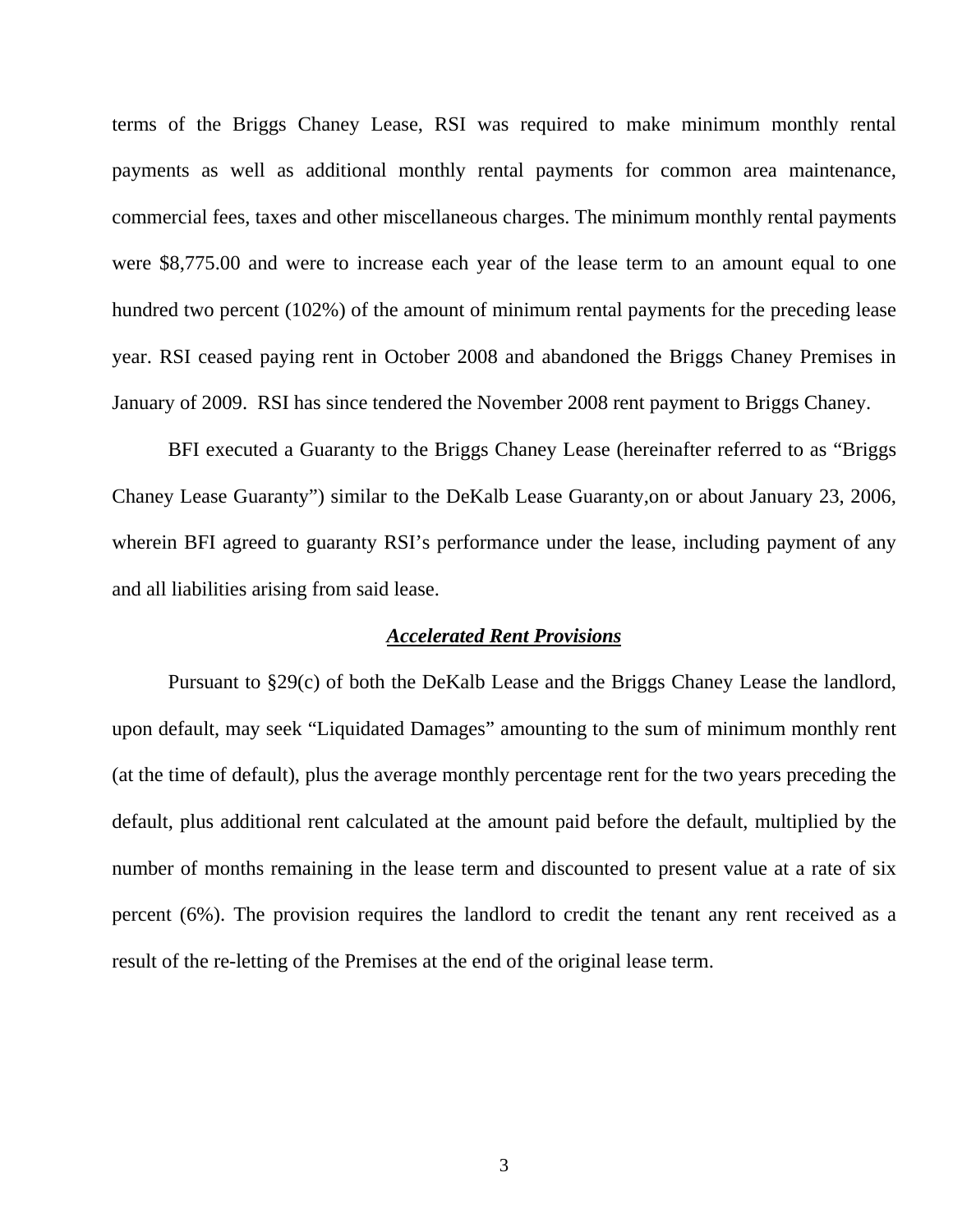terms of the Briggs Chaney Lease, RSI was required to make minimum monthly rental payments as well as additional monthly rental payments for common area maintenance, commercial fees, taxes and other miscellaneous charges. The minimum monthly rental payments were $8,775.00 and were to increase each year of the lease term to an amount equal to one hundred two percent (102%) of the amount of minimum rental payments for the preceding lease year. RSI ceased paying rent in October 2008 and abandoned the Briggs Chaney Premises in January of 2009. RSI has since tendered the November 2008 rent payment to Briggs Chaney.

BFI executed a Guaranty to the Briggs Chaney Lease (hereinafter referred to as "Briggs Chaney Lease Guaranty") similar to the DeKalb Lease Guaranty,on or about January 23, 2006, wherein BFI agreed to guaranty RSI's performance under the lease, including payment of any and all liabilities arising from said lease.

***Accelerated Rent Provisions***

Pursuant to §29(c) of both the DeKalb Lease and the Briggs Chaney Lease the landlord, upon default, may seek "Liquidated Damages" amounting to the sum of minimum monthly rent (at the time of default), plus the average monthly percentage rent for the two years preceding the default, plus additional rent calculated at the amount paid before the default, multiplied by the number of months remaining in the lease term and discounted to present value at a rate of six percent (6%). The provision requires the landlord to credit the tenant any rent received as a result of the re-letting of the Premises at the end of the original lease term.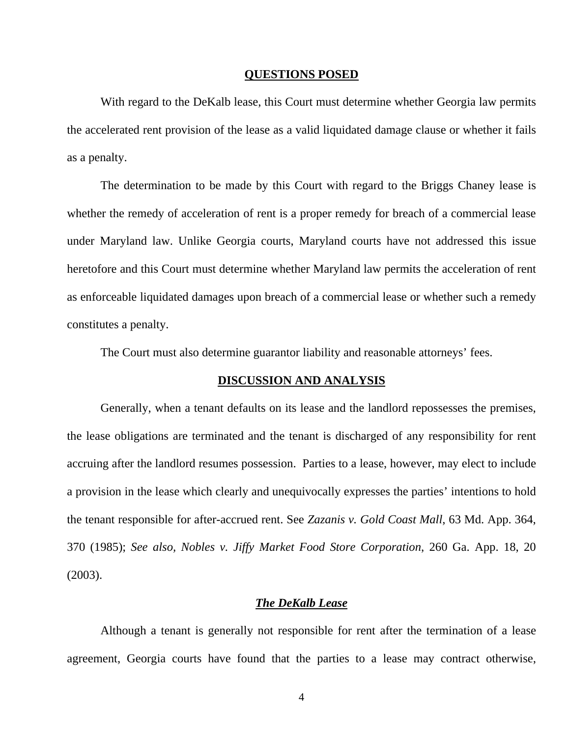## QUESTIONS POSED

With regard to the DeKalb lease, this Court must determine whether Georgia law permits the accelerated rent provision of the lease as a valid liquidated damage clause or whether it fails as a penalty.

The determination to be made by this Court with regard to the Briggs Chaney lease is whether the remedy of acceleration of rent is a proper remedy for breach of a commercial lease under Maryland law. Unlike Georgia courts, Maryland courts have not addressed this issue heretofore and this Court must determine whether Maryland law permits the acceleration of rent as enforceable liquidated damages upon breach of a commercial lease or whether such a remedy constitutes a penalty.

The Court must also determine guarantor liability and reasonable attorneys' fees.

## DISCUSSION AND ANALYSIS

Generally, when a tenant defaults on its lease and the landlord repossesses the premises, the lease obligations are terminated and the tenant is discharged of any responsibility for rent accruing after the landlord resumes possession. Parties to a lease, however, may elect to include a provision in the lease which clearly and unequivocally expresses the parties' intentions to hold the tenant responsible for after-accrued rent. See *Zazanis v. Gold Coast Mall*, 63 Md. App. 364, 370 (1985); *See also, Nobles v. Jiffy Market Food Store Corporation*, 260 Ga. App. 18, 20 (2003).

### *The DeKalb Lease*

Although a tenant is generally not responsible for rent after the termination of a lease agreement, Georgia courts have found that the parties to a lease may contract otherwise,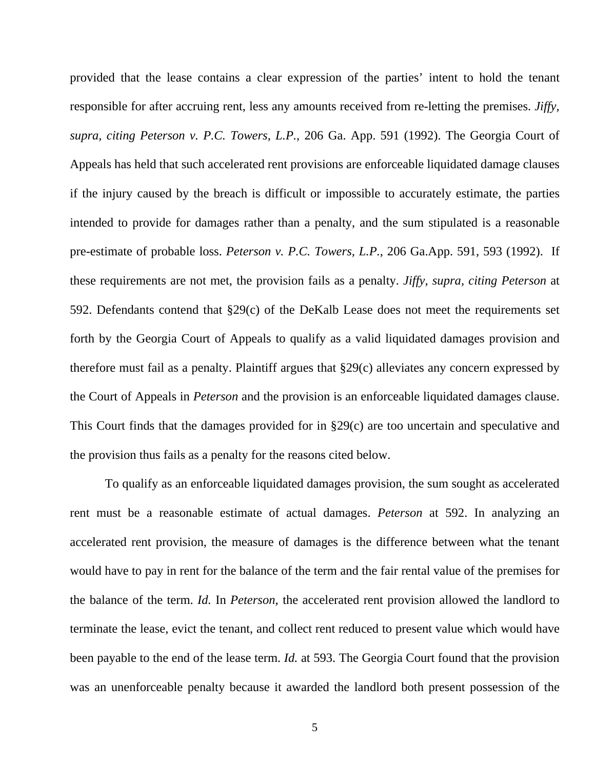provided that the lease contains a clear expression of the parties' intent to hold the tenant responsible for after accruing rent, less any amounts received from re-letting the premises. *Jiffy, supra, citing Peterson v. P.C. Towers, L.P.*, 206 Ga. App. 591 (1992). The Georgia Court of Appeals has held that such accelerated rent provisions are enforceable liquidated damage clauses if the injury caused by the breach is difficult or impossible to accurately estimate, the parties intended to provide for damages rather than a penalty, and the sum stipulated is a reasonable pre-estimate of probable loss. *Peterson v. P.C. Towers, L.P.*, 206 Ga.App. 591, 593 (1992). If these requirements are not met, the provision fails as a penalty. *Jiffy, supra, citing Peterson* at 592. Defendants contend that §29(c) of the DeKalb Lease does not meet the requirements set forth by the Georgia Court of Appeals to qualify as a valid liquidated damages provision and therefore must fail as a penalty. Plaintiff argues that §29(c) alleviates any concern expressed by the Court of Appeals in *Peterson* and the provision is an enforceable liquidated damages clause. This Court finds that the damages provided for in §29(c) are too uncertain and speculative and the provision thus fails as a penalty for the reasons cited below.

To qualify as an enforceable liquidated damages provision, the sum sought as accelerated rent must be a reasonable estimate of actual damages. *Peterson* at 592. In analyzing an accelerated rent provision, the measure of damages is the difference between what the tenant would have to pay in rent for the balance of the term and the fair rental value of the premises for the balance of the term. *Id.* In *Peterson*, the accelerated rent provision allowed the landlord to terminate the lease, evict the tenant, and collect rent reduced to present value which would have been payable to the end of the lease term. *Id.* at 593. The Georgia Court found that the provision was an unenforceable penalty because it awarded the landlord both present possession of the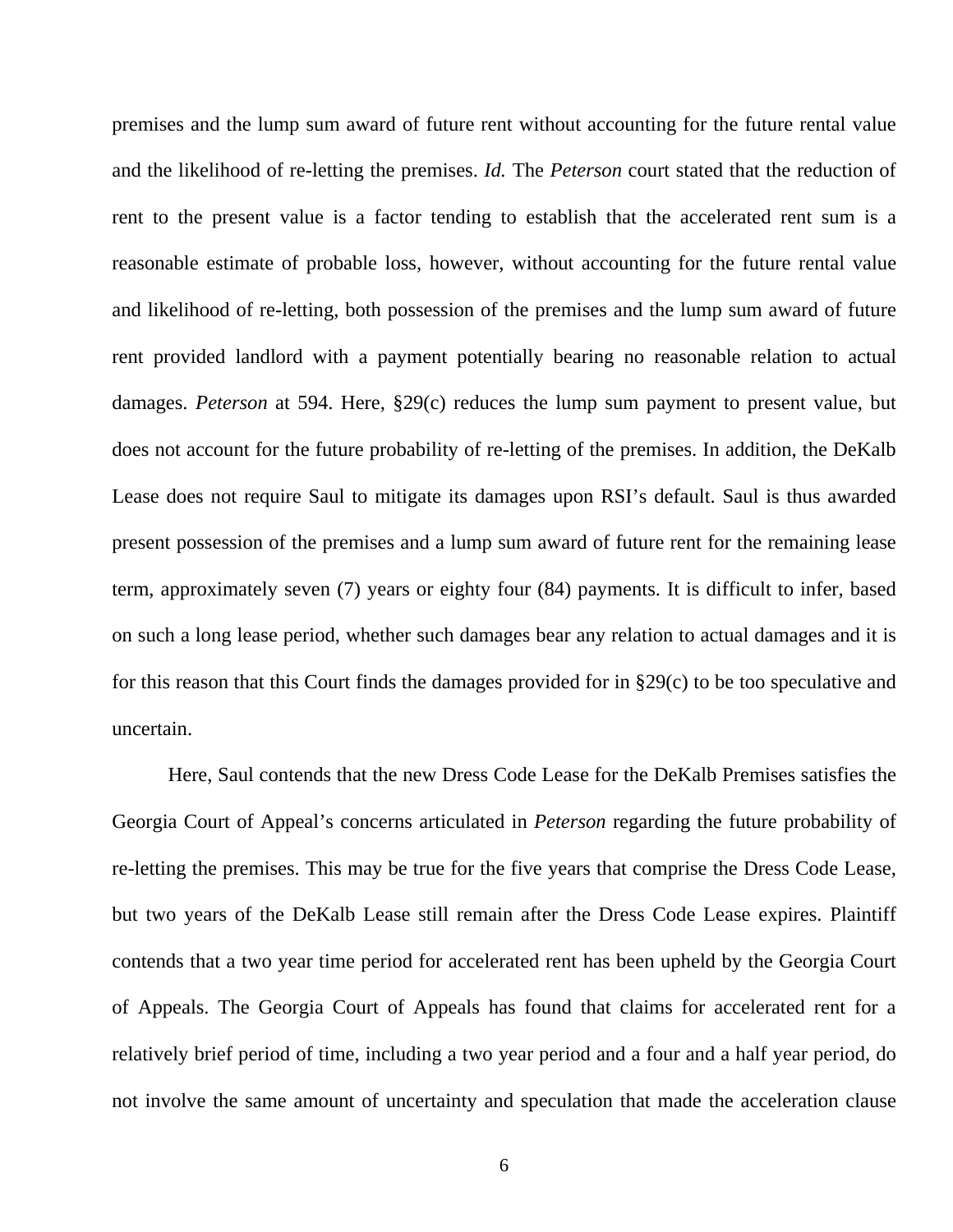premises and the lump sum award of future rent without accounting for the future rental value and the likelihood of re-letting the premises. *Id.* The *Peterson* court stated that the reduction of rent to the present value is a factor tending to establish that the accelerated rent sum is a reasonable estimate of probable loss, however, without accounting for the future rental value and likelihood of re-letting, both possession of the premises and the lump sum award of future rent provided landlord with a payment potentially bearing no reasonable relation to actual damages. *Peterson* at 594. Here, §29(c) reduces the lump sum payment to present value, but does not account for the future probability of re-letting of the premises. In addition, the DeKalb Lease does not require Saul to mitigate its damages upon RSI's default. Saul is thus awarded present possession of the premises and a lump sum award of future rent for the remaining lease term, approximately seven (7) years or eighty four (84) payments. It is difficult to infer, based on such a long lease period, whether such damages bear any relation to actual damages and it is for this reason that this Court finds the damages provided for in §29(c) to be too speculative and uncertain.

Here, Saul contends that the new Dress Code Lease for the DeKalb Premises satisfies the Georgia Court of Appeal's concerns articulated in *Peterson* regarding the future probability of re-letting the premises. This may be true for the five years that comprise the Dress Code Lease, but two years of the DeKalb Lease still remain after the Dress Code Lease expires. Plaintiff contends that a two year time period for accelerated rent has been upheld by the Georgia Court of Appeals. The Georgia Court of Appeals has found that claims for accelerated rent for a relatively brief period of time, including a two year period and a four and a half year period, do not involve the same amount of uncertainty and speculation that made the acceleration clause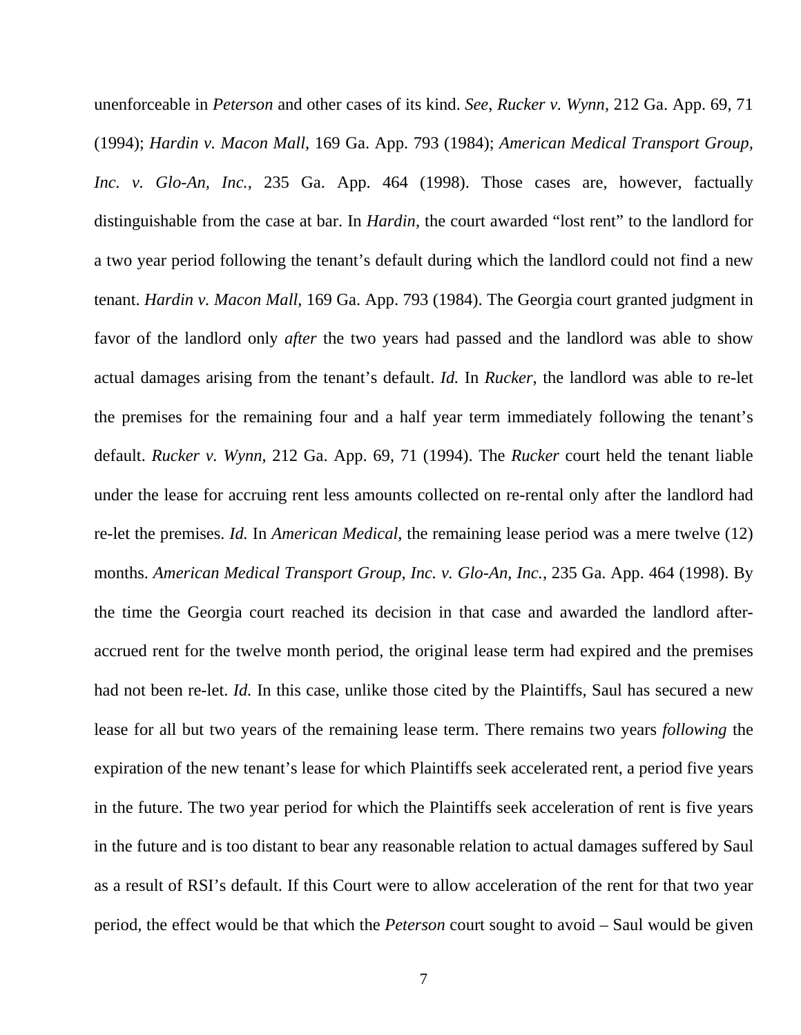unenforceable in *Peterson* and other cases of its kind. *See, Rucker v. Wynn*, 212 Ga. App. 69, 71 (1994); *Hardin v. Macon Mall*, 169 Ga. App. 793 (1984); *American Medical Transport Group, Inc. v. Glo-An, Inc.*, 235 Ga. App. 464 (1998). Those cases are, however, factually distinguishable from the case at bar. In *Hardin*, the court awarded "lost rent" to the landlord for a two year period following the tenant's default during which the landlord could not find a new tenant. *Hardin v. Macon Mall*, 169 Ga. App. 793 (1984). The Georgia court granted judgment in favor of the landlord only *after* the two years had passed and the landlord was able to show actual damages arising from the tenant's default. *Id.* In *Rucker*, the landlord was able to re-let the premises for the remaining four and a half year term immediately following the tenant's default. *Rucker v. Wynn*, 212 Ga. App. 69, 71 (1994). The *Rucker* court held the tenant liable under the lease for accruing rent less amounts collected on re-rental only after the landlord had re-let the premises. *Id.* In *American Medical*, the remaining lease period was a mere twelve (12) months. *American Medical Transport Group, Inc. v. Glo-An, Inc.*, 235 Ga. App. 464 (1998). By the time the Georgia court reached its decision in that case and awarded the landlord after-accrued rent for the twelve month period, the original lease term had expired and the premises had not been re-let. *Id.* In this case, unlike those cited by the Plaintiffs, Saul has secured a new lease for all but two years of the remaining lease term. There remains two years *following* the expiration of the new tenant's lease for which Plaintiffs seek accelerated rent, a period five years in the future. The two year period for which the Plaintiffs seek acceleration of rent is five years in the future and is too distant to bear any reasonable relation to actual damages suffered by Saul as a result of RSI's default. If this Court were to allow acceleration of the rent for that two year period, the effect would be that which the *Peterson* court sought to avoid – Saul would be given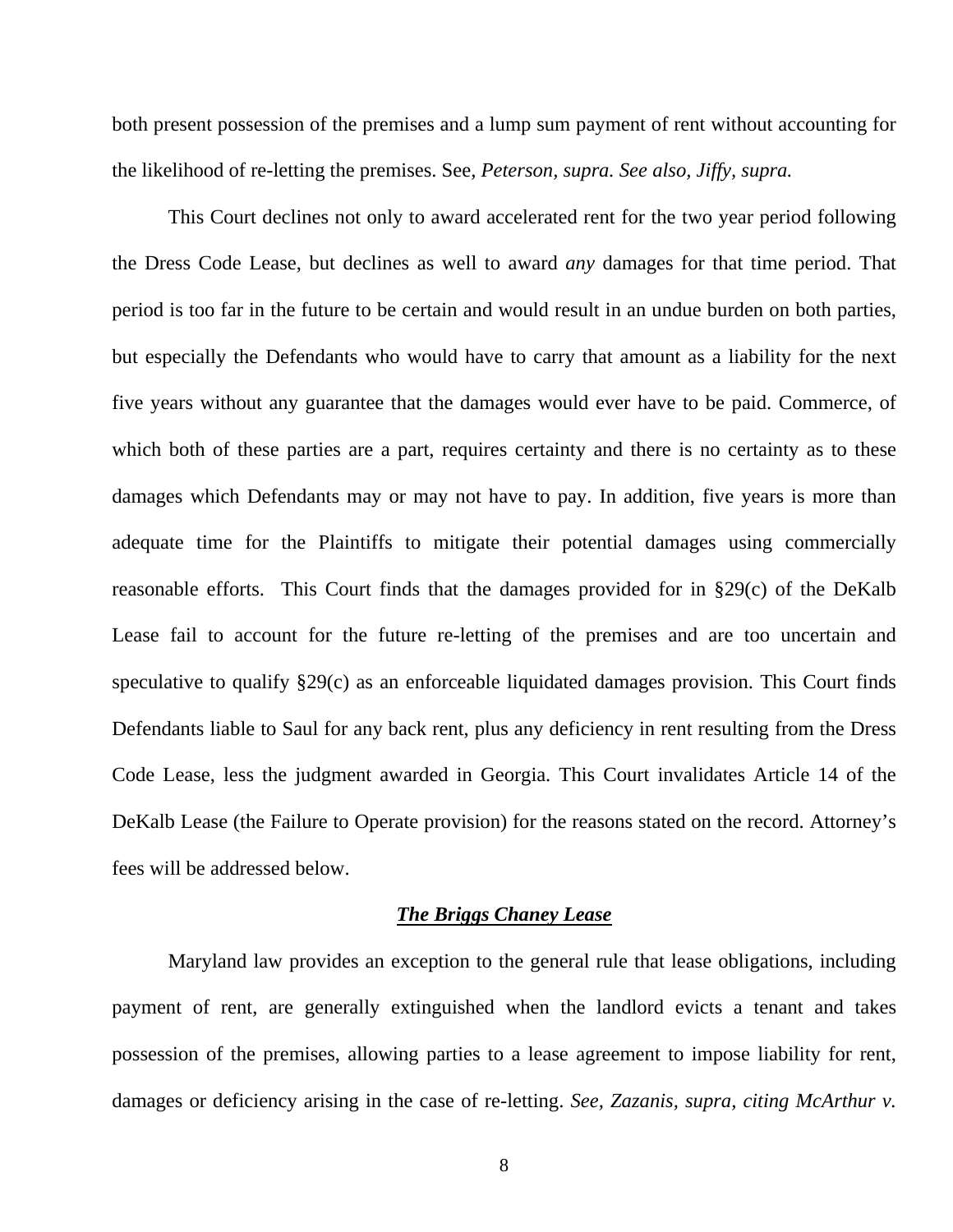both present possession of the premises and a lump sum payment of rent without accounting for the likelihood of re-letting the premises. See, *Peterson, supra. See also, Jiffy, supra.*

This Court declines not only to award accelerated rent for the two year period following the Dress Code Lease, but declines as well to award *any* damages for that time period. That period is too far in the future to be certain and would result in an undue burden on both parties, but especially the Defendants who would have to carry that amount as a liability for the next five years without any guarantee that the damages would ever have to be paid. Commerce, of which both of these parties are a part, requires certainty and there is no certainty as to these damages which Defendants may or may not have to pay. In addition, five years is more than adequate time for the Plaintiffs to mitigate their potential damages using commercially reasonable efforts. This Court finds that the damages provided for in §29(c) of the DeKalb Lease fail to account for the future re-letting of the premises and are too uncertain and speculative to qualify §29(c) as an enforceable liquidated damages provision. This Court finds Defendants liable to Saul for any back rent, plus any deficiency in rent resulting from the Dress Code Lease, less the judgment awarded in Georgia. This Court invalidates Article 14 of the DeKalb Lease (the Failure to Operate provision) for the reasons stated on the record. Attorney's fees will be addressed below.

***The Briggs Chaney Lease***

Maryland law provides an exception to the general rule that lease obligations, including payment of rent, are generally extinguished when the landlord evicts a tenant and takes possession of the premises, allowing parties to a lease agreement to impose liability for rent, damages or deficiency arising in the case of re-letting. *See, Zazanis, supra, citing McArthur v.*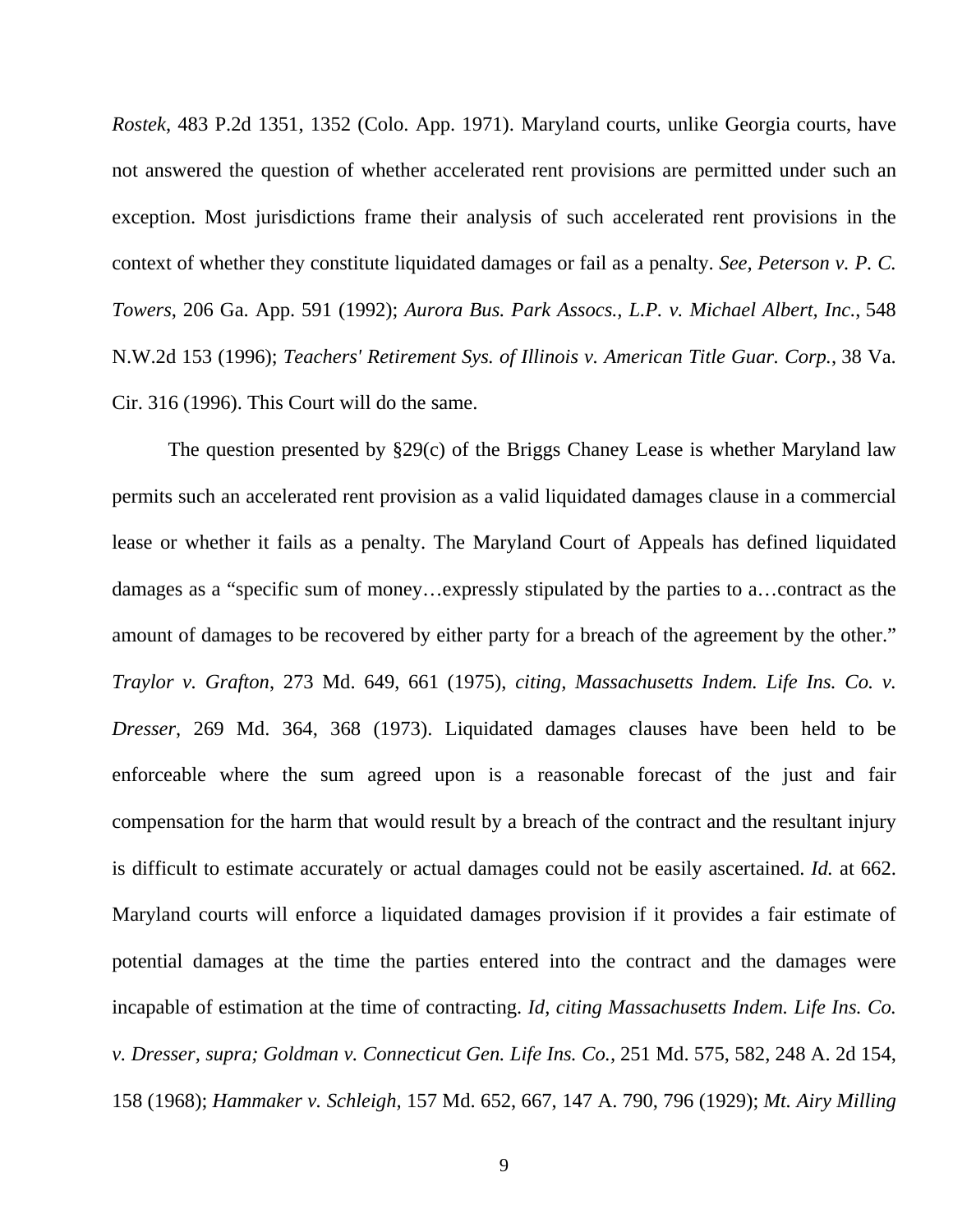*Rostek*, 483 P.2d 1351, 1352 (Colo. App. 1971). Maryland courts, unlike Georgia courts, have not answered the question of whether accelerated rent provisions are permitted under such an exception. Most jurisdictions frame their analysis of such accelerated rent provisions in the context of whether they constitute liquidated damages or fail as a penalty. *See, Peterson v. P. C. Towers*, 206 Ga. App. 591 (1992); *Aurora Bus. Park Assocs., L.P. v. Michael Albert, Inc.*, 548 N.W.2d 153 (1996); *Teachers' Retirement Sys. of Illinois v. American Title Guar. Corp.*, 38 Va. Cir. 316 (1996). This Court will do the same.

The question presented by §29(c) of the Briggs Chaney Lease is whether Maryland law permits such an accelerated rent provision as a valid liquidated damages clause in a commercial lease or whether it fails as a penalty. The Maryland Court of Appeals has defined liquidated damages as a "specific sum of money…expressly stipulated by the parties to a…contract as the amount of damages to be recovered by either party for a breach of the agreement by the other." *Traylor v. Grafton*, 273 Md. 649, 661 (1975), *citing, Massachusetts Indem. Life Ins. Co. v. Dresser*, 269 Md. 364, 368 (1973). Liquidated damages clauses have been held to be enforceable where the sum agreed upon is a reasonable forecast of the just and fair compensation for the harm that would result by a breach of the contract and the resultant injury is difficult to estimate accurately or actual damages could not be easily ascertained. *Id.* at 662. Maryland courts will enforce a liquidated damages provision if it provides a fair estimate of potential damages at the time the parties entered into the contract and the damages were incapable of estimation at the time of contracting. *Id, citing Massachusetts Indem. Life Ins. Co. v. Dresser, supra; Goldman v. Connecticut Gen. Life Ins. Co.,* 251 Md. 575, 582, 248 A. 2d 154, 158 (1968); *Hammaker v. Schleigh,* 157 Md. 652, 667, 147 A. 790, 796 (1929); *Mt. Airy Milling*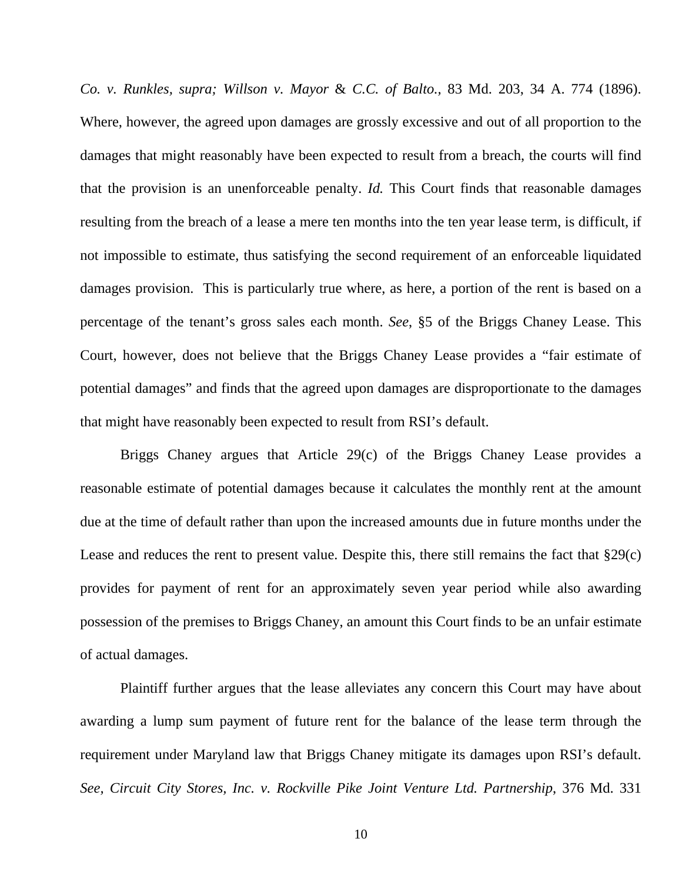*Co. v. Runkles, supra; Willson v. Mayor* & *C.C. of Balto.*, 83 Md. 203, 34 A. 774 (1896). Where, however, the agreed upon damages are grossly excessive and out of all proportion to the damages that might reasonably have been expected to result from a breach, the courts will find that the provision is an unenforceable penalty. *Id.* This Court finds that reasonable damages resulting from the breach of a lease a mere ten months into the ten year lease term, is difficult, if not impossible to estimate, thus satisfying the second requirement of an enforceable liquidated damages provision. This is particularly true where, as here, a portion of the rent is based on a percentage of the tenant's gross sales each month. *See,* §5 of the Briggs Chaney Lease. This Court, however, does not believe that the Briggs Chaney Lease provides a "fair estimate of potential damages" and finds that the agreed upon damages are disproportionate to the damages that might have reasonably been expected to result from RSI's default.

Briggs Chaney argues that Article 29(c) of the Briggs Chaney Lease provides a reasonable estimate of potential damages because it calculates the monthly rent at the amount due at the time of default rather than upon the increased amounts due in future months under the Lease and reduces the rent to present value. Despite this, there still remains the fact that §29(c) provides for payment of rent for an approximately seven year period while also awarding possession of the premises to Briggs Chaney, an amount this Court finds to be an unfair estimate of actual damages.

Plaintiff further argues that the lease alleviates any concern this Court may have about awarding a lump sum payment of future rent for the balance of the lease term through the requirement under Maryland law that Briggs Chaney mitigate its damages upon RSI's default. *See, Circuit City Stores, Inc. v. Rockville Pike Joint Venture Ltd. Partnership*, 376 Md. 331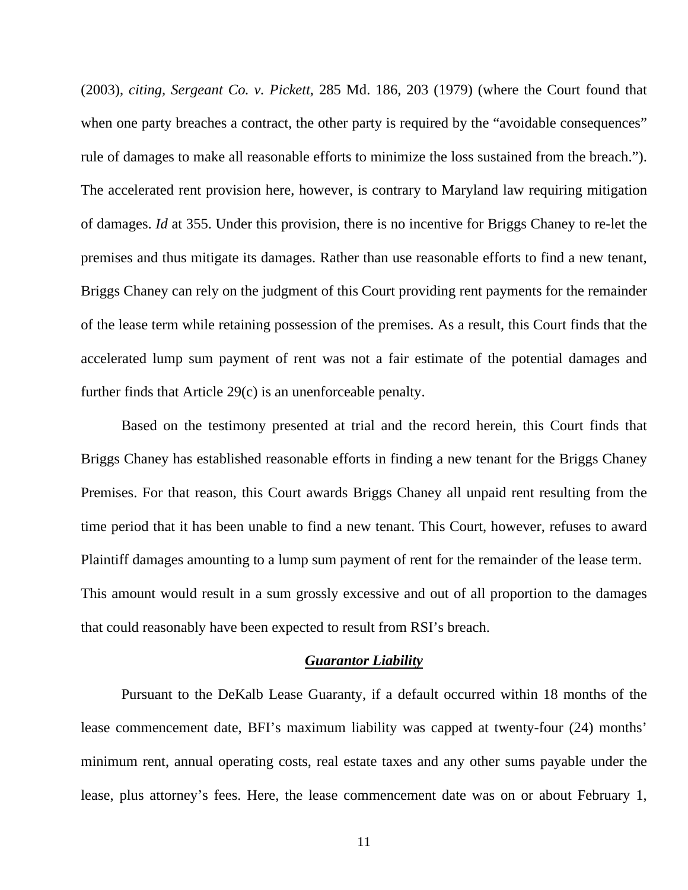(2003), *citing, Sergeant Co. v. Pickett*, 285 Md. 186, 203 (1979) (where the Court found that when one party breaches a contract, the other party is required by the "avoidable consequences" rule of damages to make all reasonable efforts to minimize the loss sustained from the breach."). The accelerated rent provision here, however, is contrary to Maryland law requiring mitigation of damages. *Id* at 355. Under this provision, there is no incentive for Briggs Chaney to re-let the premises and thus mitigate its damages. Rather than use reasonable efforts to find a new tenant, Briggs Chaney can rely on the judgment of this Court providing rent payments for the remainder of the lease term while retaining possession of the premises. As a result, this Court finds that the accelerated lump sum payment of rent was not a fair estimate of the potential damages and further finds that Article 29(c) is an unenforceable penalty.

Based on the testimony presented at trial and the record herein, this Court finds that Briggs Chaney has established reasonable efforts in finding a new tenant for the Briggs Chaney Premises. For that reason, this Court awards Briggs Chaney all unpaid rent resulting from the time period that it has been unable to find a new tenant. This Court, however, refuses to award Plaintiff damages amounting to a lump sum payment of rent for the remainder of the lease term. This amount would result in a sum grossly excessive and out of all proportion to the damages that could reasonably have been expected to result from RSI's breach.

***Guarantor Liability***

Pursuant to the DeKalb Lease Guaranty, if a default occurred within 18 months of the lease commencement date, BFI's maximum liability was capped at twenty-four (24) months' minimum rent, annual operating costs, real estate taxes and any other sums payable under the lease, plus attorney's fees. Here, the lease commencement date was on or about February 1,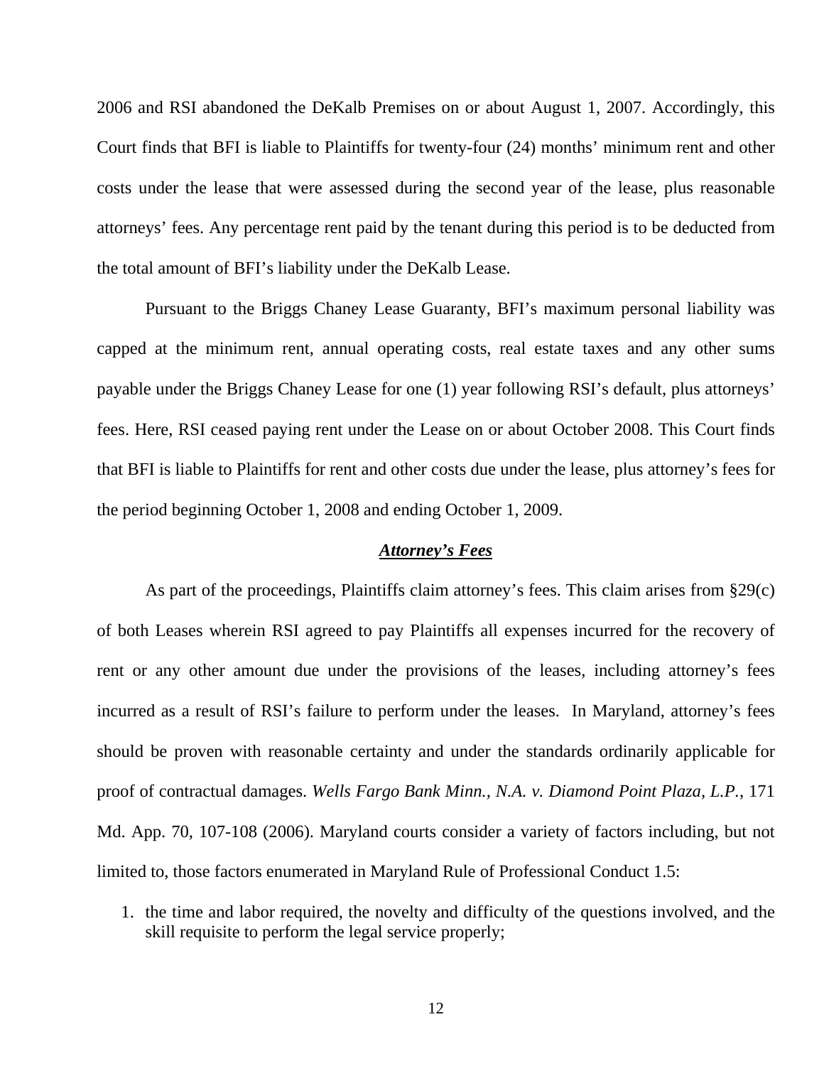2006 and RSI abandoned the DeKalb Premises on or about August 1, 2007. Accordingly, this Court finds that BFI is liable to Plaintiffs for twenty-four (24) months' minimum rent and other costs under the lease that were assessed during the second year of the lease, plus reasonable attorneys' fees. Any percentage rent paid by the tenant during this period is to be deducted from the total amount of BFI's liability under the DeKalb Lease.

Pursuant to the Briggs Chaney Lease Guaranty, BFI's maximum personal liability was capped at the minimum rent, annual operating costs, real estate taxes and any other sums payable under the Briggs Chaney Lease for one (1) year following RSI's default, plus attorneys' fees. Here, RSI ceased paying rent under the Lease on or about October 2008. This Court finds that BFI is liable to Plaintiffs for rent and other costs due under the lease, plus attorney's fees for the period beginning October 1, 2008 and ending October 1, 2009.

***Attorney's Fees***

As part of the proceedings, Plaintiffs claim attorney's fees. This claim arises from §29(c) of both Leases wherein RSI agreed to pay Plaintiffs all expenses incurred for the recovery of rent or any other amount due under the provisions of the leases, including attorney's fees incurred as a result of RSI's failure to perform under the leases. In Maryland, attorney's fees should be proven with reasonable certainty and under the standards ordinarily applicable for proof of contractual damages. *Wells Fargo Bank Minn., N.A. v. Diamond Point Plaza, L.P.*, 171 Md. App. 70, 107-108 (2006). Maryland courts consider a variety of factors including, but not limited to, those factors enumerated in Maryland Rule of Professional Conduct 1.5:

1. the time and labor required, the novelty and difficulty of the questions involved, and the skill requisite to perform the legal service properly;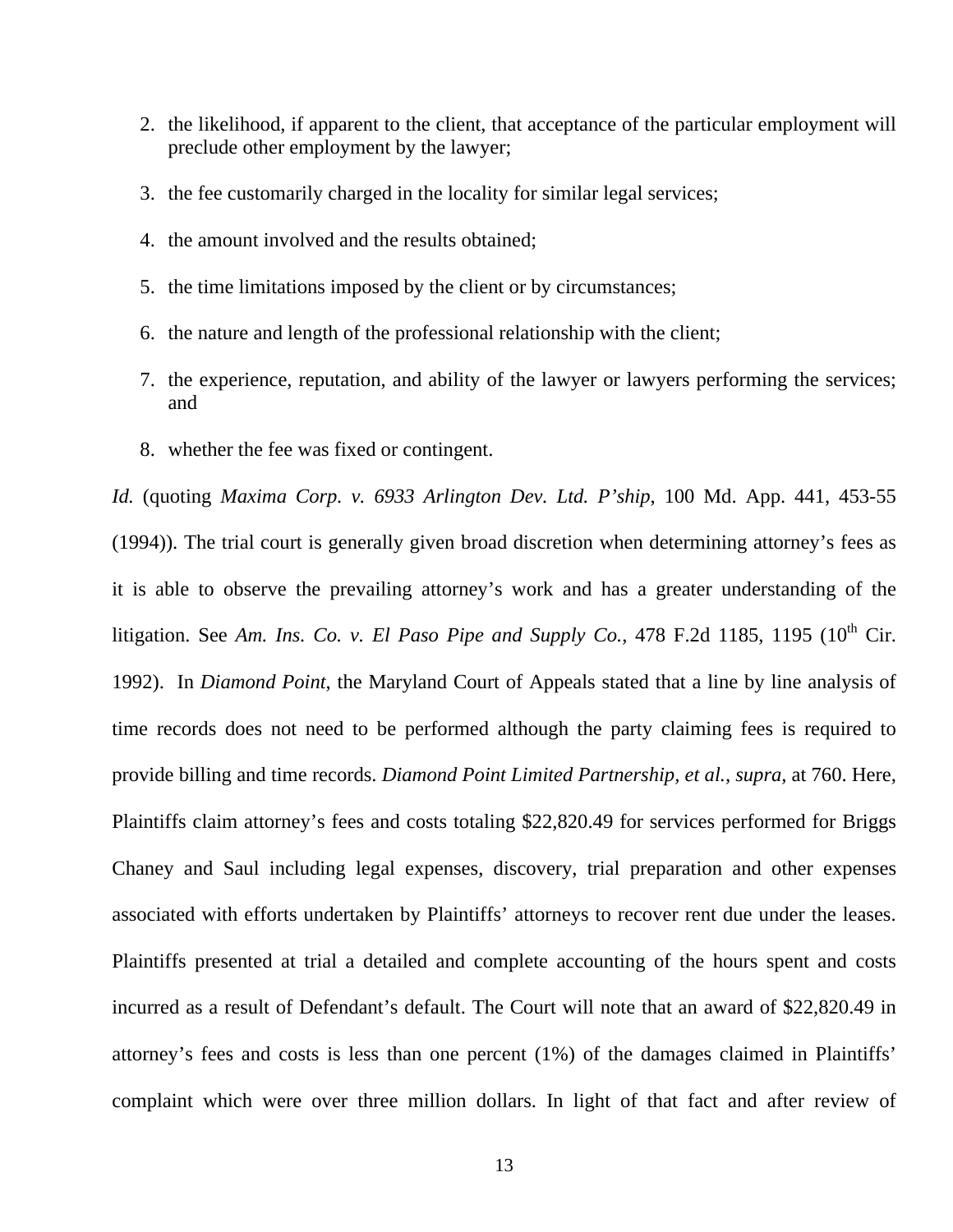2. the likelihood, if apparent to the client, that acceptance of the particular employment will preclude other employment by the lawyer;

3. the fee customarily charged in the locality for similar legal services;

4. the amount involved and the results obtained;

5. the time limitations imposed by the client or by circumstances;

6. the nature and length of the professional relationship with the client;

7. the experience, reputation, and ability of the lawyer or lawyers performing the services; and

8. whether the fee was fixed or contingent.

*Id.* (quoting *Maxima Corp. v. 6933 Arlington Dev. Ltd. P'ship*, 100 Md. App. 441, 453-55 (1994)). The trial court is generally given broad discretion when determining attorney's fees as it is able to observe the prevailing attorney's work and has a greater understanding of the litigation. See *Am. Ins. Co. v. El Paso Pipe and Supply Co.*, 478 F.2d 1185, 1195 (10th Cir. 1992). In *Diamond Point*, the Maryland Court of Appeals stated that a line by line analysis of time records does not need to be performed although the party claiming fees is required to provide billing and time records. *Diamond Point Limited Partnership, et al.*, *supra*, at 760. Here, Plaintiffs claim attorney's fees and costs totaling $22,820.49 for services performed for Briggs Chaney and Saul including legal expenses, discovery, trial preparation and other expenses associated with efforts undertaken by Plaintiffs' attorneys to recover rent due under the leases. Plaintiffs presented at trial a detailed and complete accounting of the hours spent and costs incurred as a result of Defendant's default. The Court will note that an award of $22,820.49 in attorney's fees and costs is less than one percent (1%) of the damages claimed in Plaintiffs' complaint which were over three million dollars. In light of that fact and after review of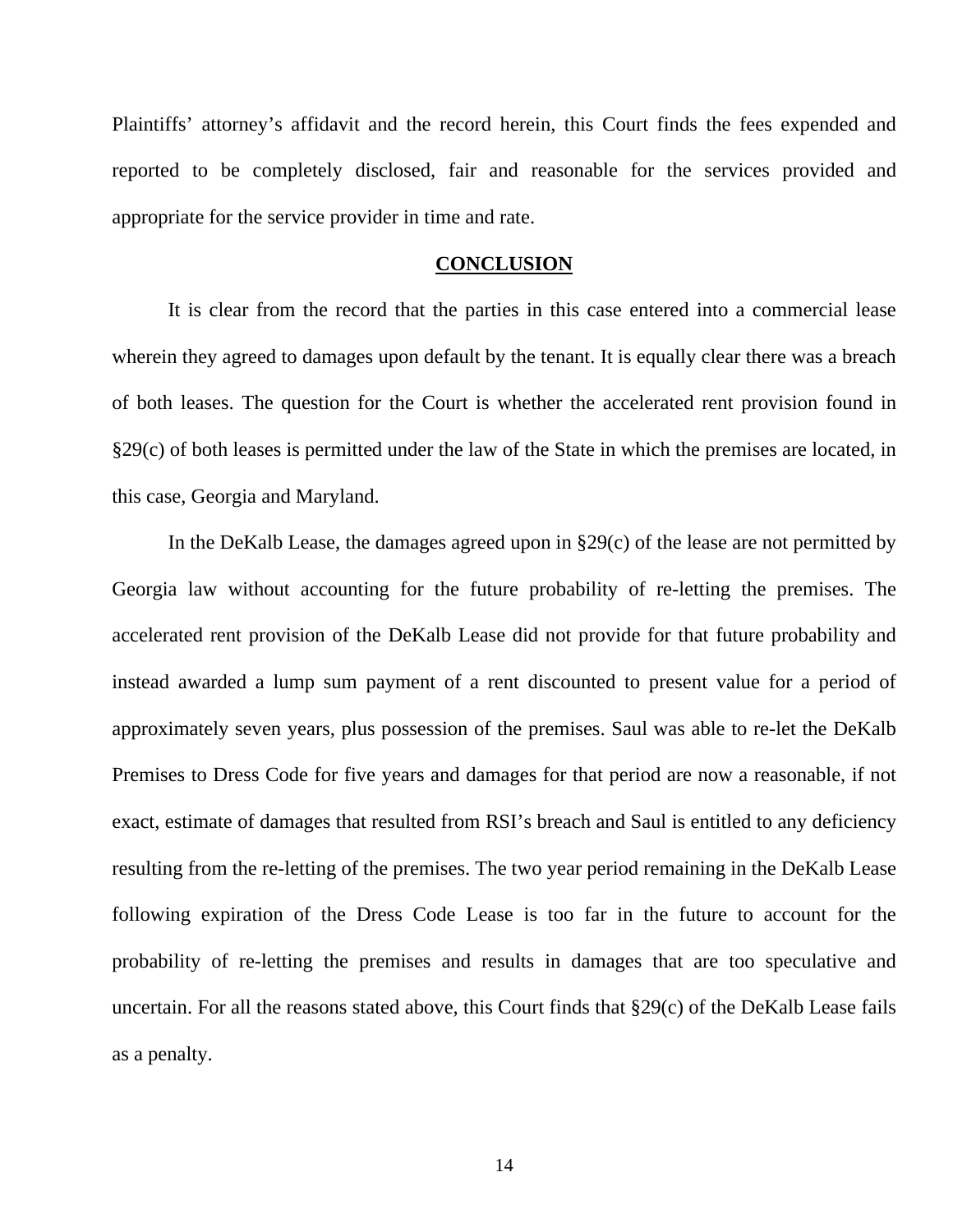Plaintiffs' attorney's affidavit and the record herein, this Court finds the fees expended and reported to be completely disclosed, fair and reasonable for the services provided and appropriate for the service provider in time and rate.

## CONCLUSION

It is clear from the record that the parties in this case entered into a commercial lease wherein they agreed to damages upon default by the tenant. It is equally clear there was a breach of both leases. The question for the Court is whether the accelerated rent provision found in §29(c) of both leases is permitted under the law of the State in which the premises are located, in this case, Georgia and Maryland.

In the DeKalb Lease, the damages agreed upon in §29(c) of the lease are not permitted by Georgia law without accounting for the future probability of re-letting the premises. The accelerated rent provision of the DeKalb Lease did not provide for that future probability and instead awarded a lump sum payment of a rent discounted to present value for a period of approximately seven years, plus possession of the premises. Saul was able to re-let the DeKalb Premises to Dress Code for five years and damages for that period are now a reasonable, if not exact, estimate of damages that resulted from RSI's breach and Saul is entitled to any deficiency resulting from the re-letting of the premises. The two year period remaining in the DeKalb Lease following expiration of the Dress Code Lease is too far in the future to account for the probability of re-letting the premises and results in damages that are too speculative and uncertain. For all the reasons stated above, this Court finds that §29(c) of the DeKalb Lease fails as a penalty.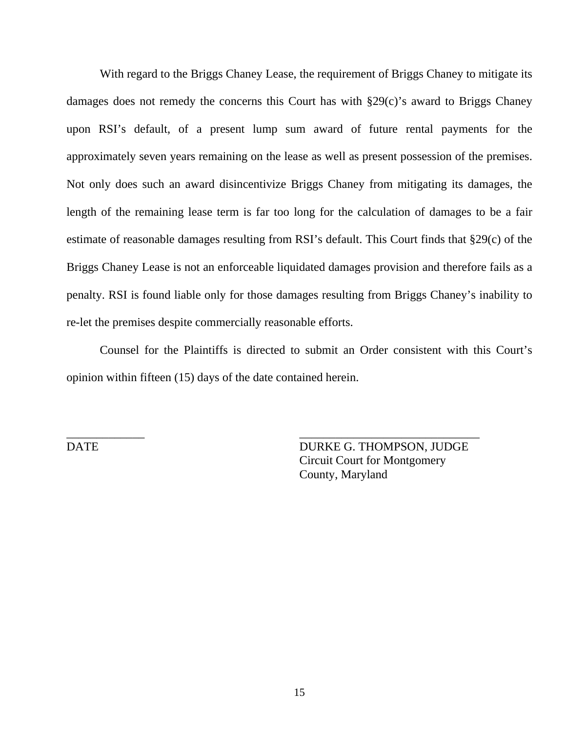With regard to the Briggs Chaney Lease, the requirement of Briggs Chaney to mitigate its damages does not remedy the concerns this Court has with §29(c)'s award to Briggs Chaney upon RSI's default, of a present lump sum award of future rental payments for the approximately seven years remaining on the lease as well as present possession of the premises. Not only does such an award disincentivize Briggs Chaney from mitigating its damages, the length of the remaining lease term is far too long for the calculation of damages to be a fair estimate of reasonable damages resulting from RSI's default. This Court finds that §29(c) of the Briggs Chaney Lease is not an enforceable liquidated damages provision and therefore fails as a penalty. RSI is found liable only for those damages resulting from Briggs Chaney's inability to re-let the premises despite commercially reasonable efforts.

Counsel for the Plaintiffs is directed to submit an Order consistent with this Court's opinion within fifteen (15) days of the date contained herein.

_____________ DATE

_____________________________
DURKE G. THOMPSON, JUDGE
Circuit Court for Montgomery County, Maryland